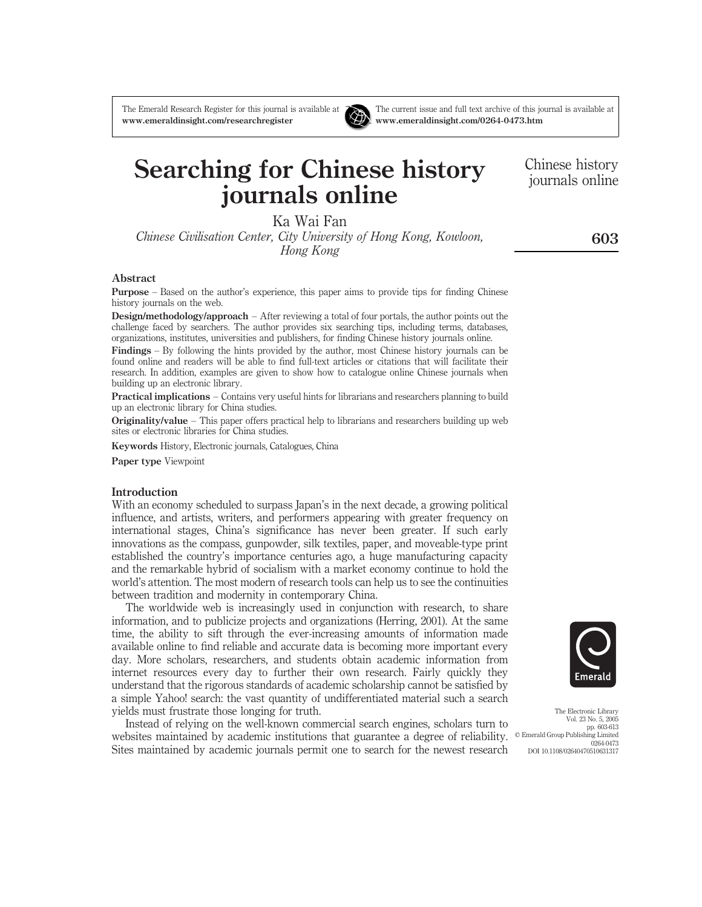# Searching for Chinese history journals online

Ka Wai Fan

*Chinese Civilisation Center, City University of Hong Kong, Kowloon, Hong Kong*

## Abstract

**Purpose** – Based on the author's experience, this paper aims to provide tips for finding Chinese history journals on the web.

**Design/methodology/approach** – After reviewing a total of four portals, the author points out the challenge faced by searchers. The author provides six searching tips, including terms, databases, organizations, institutes, universities and publishers, for finding Chinese history journals online.

**Findings** – By following the hints provided by the author, most Chinese history journals can be found online and readers will be able to find full-text articles or citations that will facilitate their research. In addition, examples are given to show how to catalogue online Chinese journals when building up an electronic library.

**Practical implications** – Contains very useful hints for librarians and researchers planning to build up an electronic library for China studies.

**Originality/value** – This paper offers practical help to librarians and researchers building up web sites or electronic libraries for China studies.

**Keywords** History, Electronic journals, Catalogues, China

**Paper type** Viewpoint

## Introduction

With an economy scheduled to surpass Japan's in the next decade, a growing political influence, and artists, writers, and performers appearing with greater frequency on international stages, China's significance has never been greater. If such early innovations as the compass, gunpowder, silk textiles, paper, and moveable-type print established the country's importance centuries ago, a huge manufacturing capacity and the remarkable hybrid of socialism with a market economy continue to hold the world's attention. The most modern of research tools can help us to see the continuities between tradition and modernity in contemporary China.

The worldwide web is increasingly used in conjunction with research, to share information, and to publicize projects and organizations (Herring, 2001). At the same time, the ability to sift through the ever-increasing amounts of information made available online to find reliable and accurate data is becoming more important every day. More scholars, researchers, and students obtain academic information from internet resources every day to further their own research. Fairly quickly they understand that the rigorous standards of academic scholarship cannot be satisfied by a simple Yahoo! search: the vast quantity of undifferentiated material such a search yields must frustrate those longing for truth.

Instead of relying on the well-known commercial search engines, scholars turn to websites maintained by academic institutions that guarantee a degree of reliability. Sites maintained by academic journals permit one to search for the newest research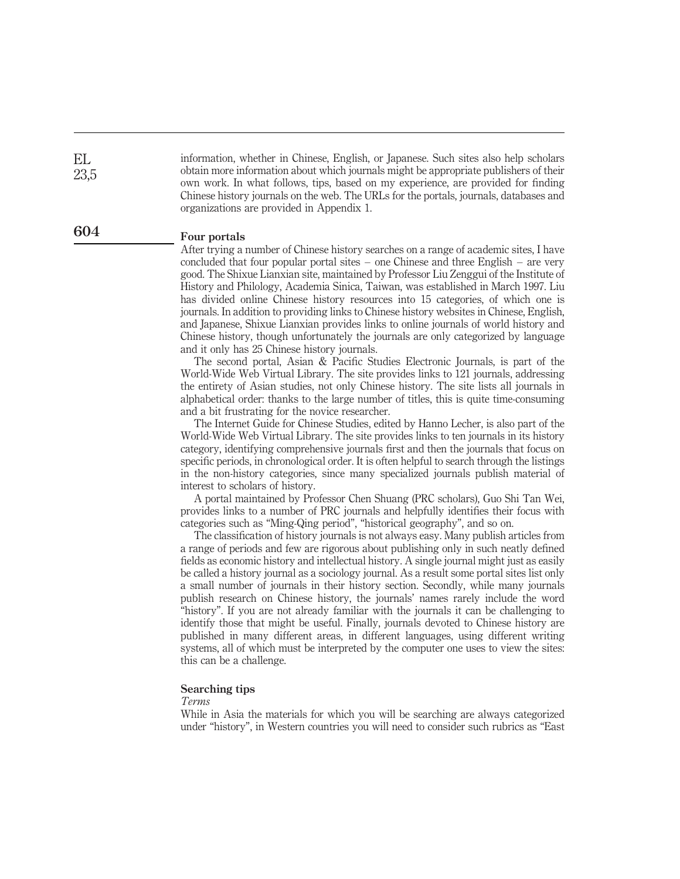information, whether in Chinese, English, or Japanese. Such sites also help scholars obtain more information about which journals might be appropriate publishers of their own work. In what follows, tips, based on my experience, are provided for finding Chinese history journals on the web. The URLs for the portals, journals, databases and organizations are provided in Appendix 1.

## Four portals

After trying a number of Chinese history searches on a range of academic sites, I have concluded that four popular portal sites – one Chinese and three English – are very good. The Shixue Lianxian site, maintained by Professor Liu Zenggui of the Institute of History and Philology, Academia Sinica, Taiwan, was established in March 1997. Liu has divided online Chinese history resources into 15 categories, of which one is journals. In addition to providing links to Chinese history websites in Chinese, English, and Japanese, Shixue Lianxian provides links to online journals of world history and Chinese history, though unfortunately the journals are only categorized by language and it only has 25 Chinese history journals.

The second portal, Asian & Pacific Studies Electronic Journals, is part of the World-Wide Web Virtual Library. The site provides links to 121 journals, addressing the entirety of Asian studies, not only Chinese history. The site lists all journals in alphabetical order: thanks to the large number of titles, this is quite time-consuming and a bit frustrating for the novice researcher.

The Internet Guide for Chinese Studies, edited by Hanno Lecher, is also part of the World-Wide Web Virtual Library. The site provides links to ten journals in its history category, identifying comprehensive journals first and then the journals that focus on specific periods, in chronological order. It is often helpful to search through the listings in the non-history categories, since many specialized journals publish material of interest to scholars of history.

A portal maintained by Professor Chen Shuang (PRC scholars), Guo Shi Tan Wei, provides links to a number of PRC journals and helpfully identifies their focus with categories such as "Ming-Qing period", "historical geography", and so on.

The classification of history journals is not always easy. Many publish articles from a range of periods and few are rigorous about publishing only in such neatly defined fields as economic history and intellectual history. A single journal might just as easily be called a history journal as a sociology journal. As a result some portal sites list only a small number of journals in their history section. Secondly, while many journals publish research on Chinese history, the journals' names rarely include the word "history". If you are not already familiar with the journals it can be challenging to identify those that might be useful. Finally, journals devoted to Chinese history are published in many different areas, in different languages, using different writing systems, all of which must be interpreted by the computer one uses to view the sites: this can be a challenge.

## Searching tips

### *Terms*

While in Asia the materials for which you will be searching are always categorized under "history", in Western countries you will need to consider such rubrics as "East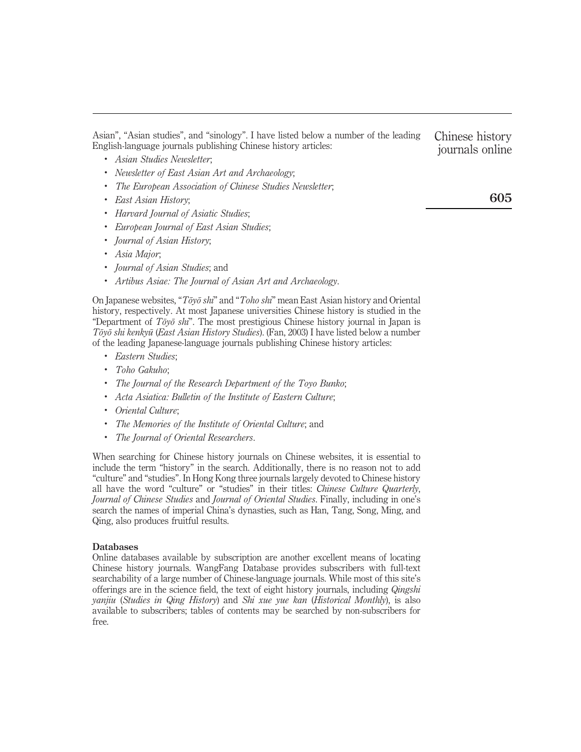Asian", "Asian studies", and "sinology". I have listed below a number of the leading English-language journals publishing Chinese history articles:

- *Asian Studies Newsletter*;
- *Newsletter of East Asian Art and Archaeology*;
- *The European Association of Chinese Studies Newsletter*;
- *East Asian History*;
- *Harvard Journal of Asiatic Studies*;
- *European Journal of East Asian Studies*;
- *Journal of Asian History*;
- *Asia Major*;
- *Journal of Asian Studies*; and
- *Artibus Asiae: The Journal of Asian Art and Archaeology*.

On Japanese websites, "*Tōyō shi*" and "*Toho shi*" mean East Asian history and Oriental history, respectively. At most Japanese universities Chinese history is studied in the "Department of *Tōyō shi*". The most prestigious Chinese history journal in Japan is *Tōyō shi kenkyū* (*East Asian History Studies*). (Fan, 2003) I have listed below a number of the leading Japanese-language journals publishing Chinese history articles:

- *Eastern Studies*;
- *Toho Gakuho*;
- *The Journal of the Research Department of the Toyo Bunko*;
- *Acta Asiatica: Bulletin of the Institute of Eastern Culture*;
- *Oriental Culture*;
- *The Memories of the Institute of Oriental Culture*; and
- *The Journal of Oriental Researchers*.

When searching for Chinese history journals on Chinese websites, it is essential to include the term "history" in the search. Additionally, there is no reason not to add "culture" and "studies". In Hong Kong three journals largely devoted to Chinese history all have the word "culture" or "studies" in their titles: *Chinese Culture Quarterly*, *Journal of Chinese Studies* and *Journal of Oriental Studies*. Finally, including in one's search the names of imperial China's dynasties, such as Han, Tang, Song, Ming, and Qing, also produces fruitful results.

**Databases**

Online databases available by subscription are another excellent means of locating Chinese history journals. WangFang Database provides subscribers with full-text searchability of a large number of Chinese-language journals. While most of this site's offerings are in the science field, the text of eight history journals, including *Qingshi yanjiu* (*Studies in Qing History*) and *Shi xue yue kan* (*Historical Monthly*), is also available to subscribers; tables of contents may be searched by non-subscribers for free.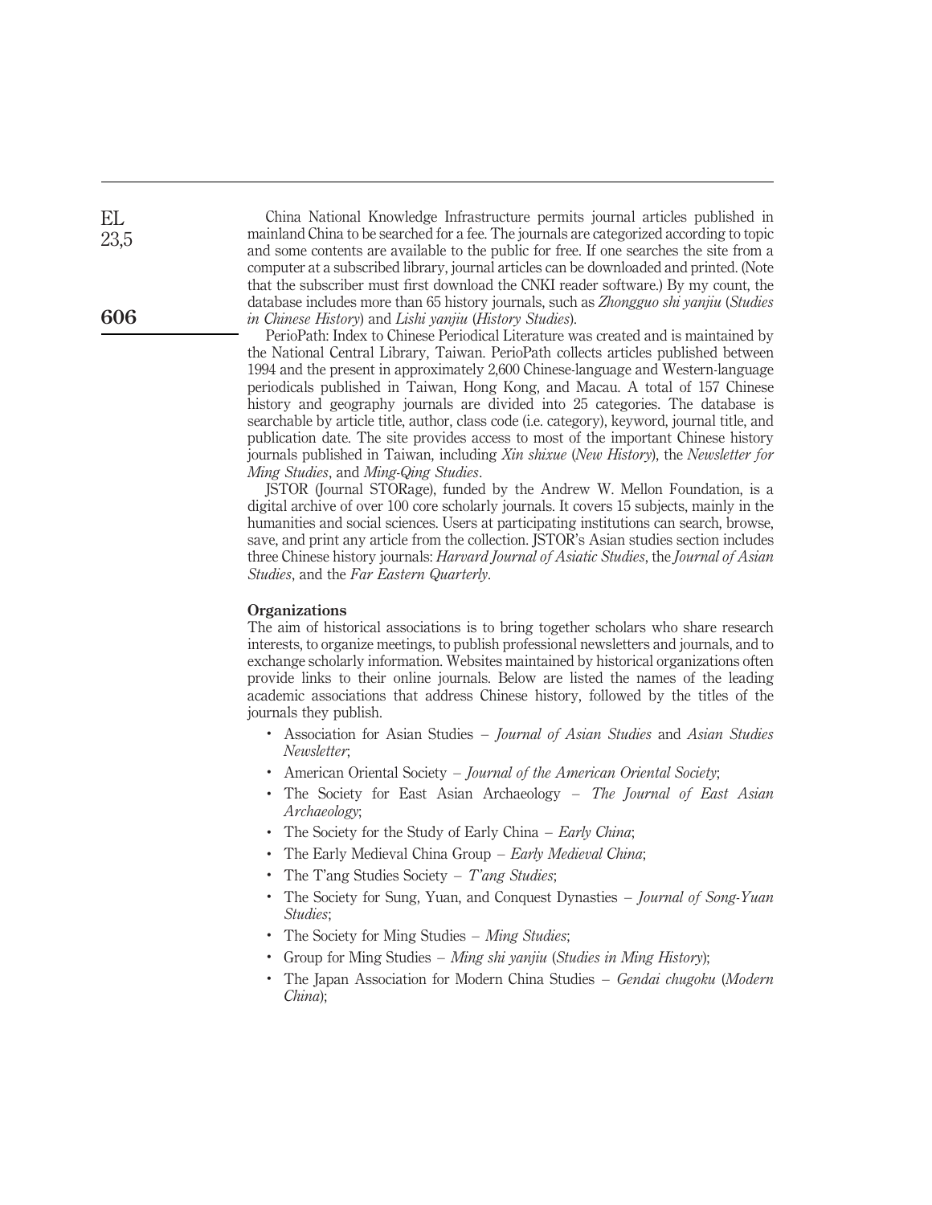China National Knowledge Infrastructure permits journal articles published in mainland China to be searched for a fee. The journals are categorized according to topic and some contents are available to the public for free. If one searches the site from a computer at a subscribed library, journal articles can be downloaded and printed. (Note that the subscriber must first download the CNKI reader software.) By my count, the database includes more than 65 history journals, such as *Zhongguo shi yanjiu* (*Studies in Chinese History*) and *Lishi yanjiu* (*History Studies*).

PerioPath: Index to Chinese Periodical Literature was created and is maintained by the National Central Library, Taiwan. PerioPath collects articles published between 1994 and the present in approximately 2,600 Chinese-language and Western-language periodicals published in Taiwan, Hong Kong, and Macau. A total of 157 Chinese history and geography journals are divided into 25 categories. The database is searchable by article title, author, class code (i.e. category), keyword, journal title, and publication date. The site provides access to most of the important Chinese history journals published in Taiwan, including *Xin shixue* (*New History*), the *Newsletter for Ming Studies*, and *Ming-Qing Studies*.

JSTOR (Journal STORage), funded by the Andrew W. Mellon Foundation, is a digital archive of over 100 core scholarly journals. It covers 15 subjects, mainly in the humanities and social sciences. Users at participating institutions can search, browse, save, and print any article from the collection. JSTOR's Asian studies section includes three Chinese history journals: *Harvard Journal of Asiatic Studies*, the *Journal of Asian Studies*, and the *Far Eastern Quarterly*.

**Organizations**

The aim of historical associations is to bring together scholars who share research interests, to organize meetings, to publish professional newsletters and journals, and to exchange scholarly information. Websites maintained by historical organizations often provide links to their online journals. Below are listed the names of the leading academic associations that address Chinese history, followed by the titles of the journals they publish.

- Association for Asian Studies – *Journal of Asian Studies* and *Asian Studies Newsletter*;
- American Oriental Society – *Journal of the American Oriental Society*;
- The Society for East Asian Archaeology – *The Journal of East Asian Archaeology*;
- The Society for the Study of Early China – *Early China*;
- The Early Medieval China Group – *Early Medieval China*;
- The T'ang Studies Society – *T'ang Studies*;
- The Society for Sung, Yuan, and Conquest Dynasties – *Journal of Song-Yuan Studies*;
- The Society for Ming Studies – *Ming Studies*;
- Group for Ming Studies – *Ming shi yanjiu* (*Studies in Ming History*);
- The Japan Association for Modern China Studies – *Gendai chugoku* (*Modern China*);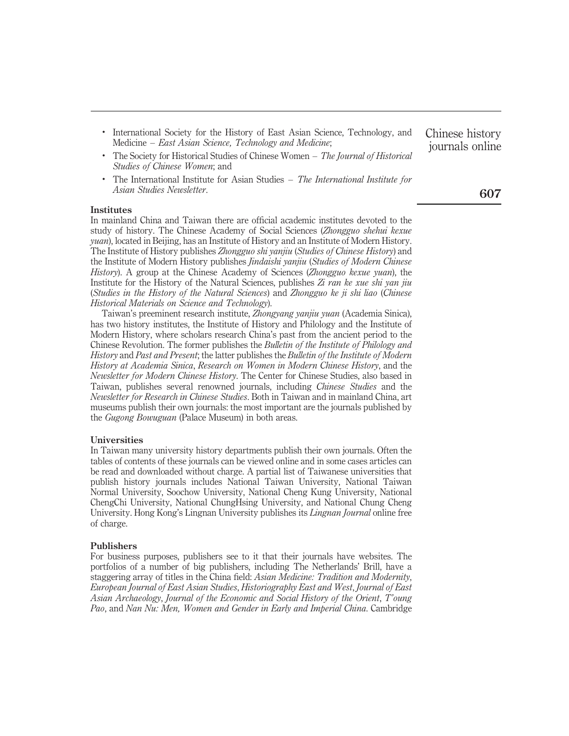- International Society for the History of East Asian Science, Technology, and Medicine – *East Asian Science, Technology and Medicine*;
- The Society for Historical Studies of Chinese Women – *The Journal of Historical Studies of Chinese Women*; and
- The International Institute for Asian Studies – *The International Institute for Asian Studies Newsletter*.

### Institutes

In mainland China and Taiwan there are official academic institutes devoted to the study of history. The Chinese Academy of Social Sciences (*Zhongguo shehui kexue yuan*), located in Beijing, has an Institute of History and an Institute of Modern History. The Institute of History publishes *Zhongguo shi yanjiu* (*Studies of Chinese History*) and the Institute of Modern History publishes *Jindaishi yanjiu* (*Studies of Modern Chinese History*). A group at the Chinese Academy of Sciences (*Zhongguo kexue yuan*), the Institute for the History of the Natural Sciences, publishes *Zi ran ke xue shi yan jiu* (*Studies in the History of the Natural Sciences*) and *Zhongguo ke ji shi liao* (*Chinese Historical Materials on Science and Technology*).

Taiwan's preeminent research institute, *Zhongyang yanjiu yuan* (Academia Sinica), has two history institutes, the Institute of History and Philology and the Institute of Modern History, where scholars research China's past from the ancient period to the Chinese Revolution. The former publishes the *Bulletin of the Institute of Philology and History* and *Past and Present*; the latter publishes the *Bulletin of the Institute of Modern History at Academia Sinica*, *Research on Women in Modern Chinese History*, and the *Newsletter for Modern Chinese History*. The Center for Chinese Studies, also based in Taiwan, publishes several renowned journals, including *Chinese Studies* and the *Newsletter for Research in Chinese Studies*. Both in Taiwan and in mainland China, art museums publish their own journals: the most important are the journals published by the *Gugong Bowuguan* (Palace Museum) in both areas.

### Universities

In Taiwan many university history departments publish their own journals. Often the tables of contents of these journals can be viewed online and in some cases articles can be read and downloaded without charge. A partial list of Taiwanese universities that publish history journals includes National Taiwan University, National Taiwan Normal University, Soochow University, National Cheng Kung University, National ChengChi University, National ChungHsing University, and National Chung Cheng University. Hong Kong's Lingnan University publishes its *Lingnan Journal* online free of charge.

### Publishers

For business purposes, publishers see to it that their journals have websites. The portfolios of a number of big publishers, including The Netherlands' Brill, have a staggering array of titles in the China field: *Asian Medicine: Tradition and Modernity*, *European Journal of East Asian Studies*, *Historiography East and West*, *Journal of East Asian Archaeology*, *Journal of the Economic and Social History of the Orient*, *T'oung Pao*, and *Nan Nu: Men, Women and Gender in Early and Imperial China*. Cambridge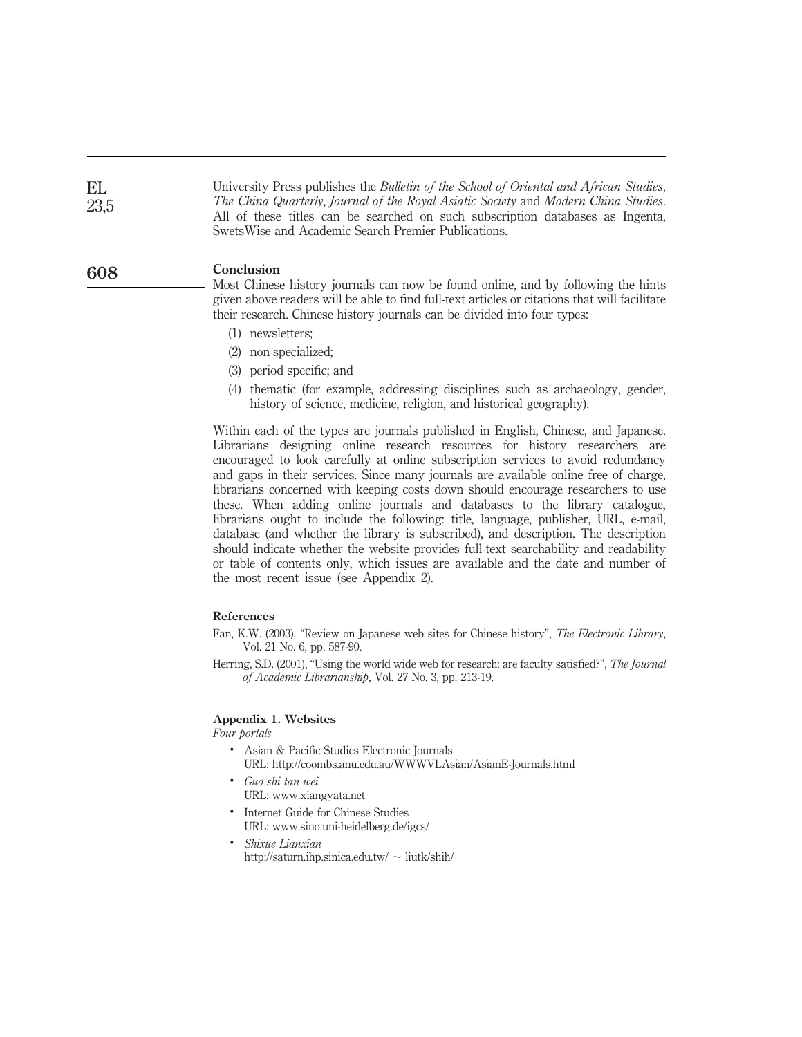University Press publishes the *Bulletin of the School of Oriental and African Studies*, *The China Quarterly*, *Journal of the Royal Asiatic Society* and *Modern China Studies*. All of these titles can be searched on such subscription databases as Ingenta, SwetsWise and Academic Search Premier Publications.

## Conclusion

Most Chinese history journals can now be found online, and by following the hints given above readers will be able to find full-text articles or citations that will facilitate their research. Chinese history journals can be divided into four types:

(1) newsletters;

(2) non-specialized;

(3) period specific; and

(4) thematic (for example, addressing disciplines such as archaeology, gender, history of science, medicine, religion, and historical geography).

Within each of the types are journals published in English, Chinese, and Japanese. Librarians designing online research resources for history researchers are encouraged to look carefully at online subscription services to avoid redundancy and gaps in their services. Since many journals are available online free of charge, librarians concerned with keeping costs down should encourage researchers to use these. When adding online journals and databases to the library catalogue, librarians ought to include the following: title, language, publisher, URL, e-mail, database (and whether the library is subscribed), and description. The description should indicate whether the website provides full-text searchability and readability or table of contents only, which issues are available and the date and number of the most recent issue (see Appendix 2).

### References

Fan, K.W. (2003), "Review on Japanese web sites for Chinese history", *The Electronic Library*, Vol. 21 No. 6, pp. 587-90.

Herring, S.D. (2001), "Using the world wide web for research: are faculty satisfied?", *The Journal of Academic Librarianship*, Vol. 27 No. 3, pp. 213-19.

### Appendix 1. Websites

*Four portals*

- Asian & Pacific Studies Electronic Journals
  URL: http://coombs.anu.edu.au/WWWVLAsian/AsianE-Journals.html
- *Guo shi tan wei*
  URL: www.xiangyata.net
- Internet Guide for Chinese Studies
  URL: www.sino.uni-heidelberg.de/igcs/
- *Shixue Lianxian*
  http://saturn.ihp.sinica.edu.tw/ ~ liutk/shih/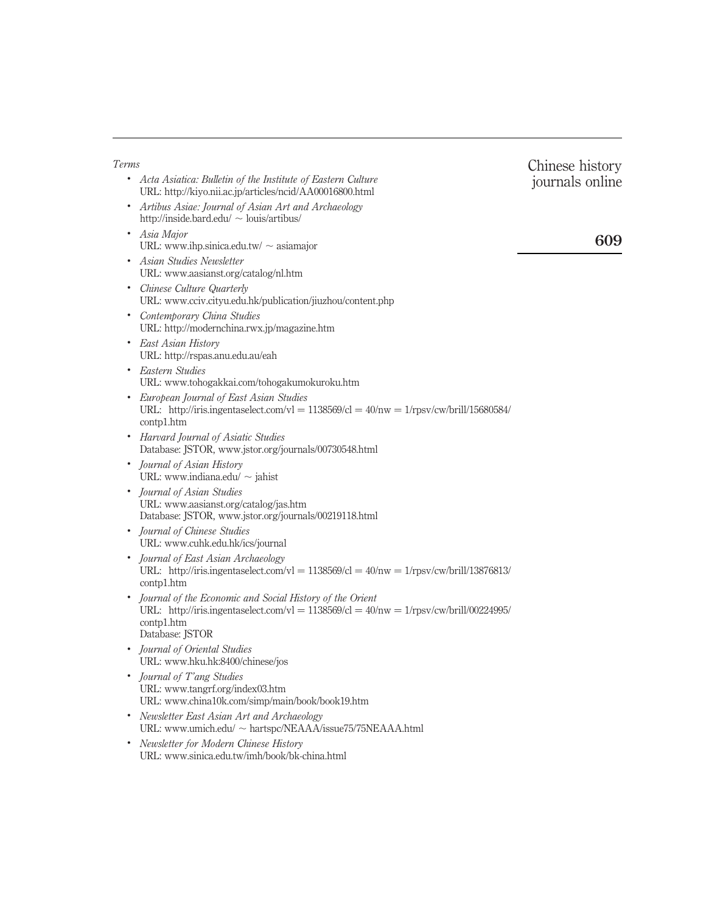*Terms*

- *Acta Asiatica: Bulletin of the Institute of Eastern Culture*
  URL: http://kiyo.nii.ac.jp/articles/ncid/AA00016800.html
- *Artibus Asiae: Journal of Asian Art and Archaeology*
  http://inside.bard.edu/ ~ louis/artibus/
- *Asia Major*
  URL: www.ihp.sinica.edu.tw/ ~ asiamajor
- *Asian Studies Newsletter*
  URL: www.aasianst.org/catalog/nl.htm
- *Chinese Culture Quarterly*
  URL: www.cciv.cityu.edu.hk/publication/jiuzhou/content.php
- *Contemporary China Studies*
  URL: http://modernchina.rwx.jp/magazine.htm
- *East Asian History*
  URL: http://rspas.anu.edu.au/eah
- *Eastern Studies*
  URL: www.tohogakkai.com/tohogakumokuroku.htm
- *European Journal of East Asian Studies*
  URL: http://iris.ingentaselect.com/vl = 1138569/cl = 40/nw = 1/rpsv/cw/brill/15680584/contp1.htm
- *Harvard Journal of Asiatic Studies*
  Database: JSTOR, www.jstor.org/journals/00730548.html
- *Journal of Asian History*
  URL: www.indiana.edu/ ~ jahist
- *Journal of Asian Studies*
  URL: www.aasianst.org/catalog/jas.htm
  Database: JSTOR, www.jstor.org/journals/00219118.html
- *Journal of Chinese Studies*
  URL: www.cuhk.edu.hk/ics/journal
- *Journal of East Asian Archaeology*
  URL: http://iris.ingentaselect.com/vl = 1138569/cl = 40/nw = 1/rpsv/cw/brill/13876813/contp1.htm
- *Journal of the Economic and Social History of the Orient*
  URL: http://iris.ingentaselect.com/vl = 1138569/cl = 40/nw = 1/rpsv/cw/brill/00224995/contp1.htm
  Database: JSTOR
- *Journal of Oriental Studies*
  URL: www.hku.hk:8400/chinese/jos
- *Journal of T'ang Studies*
  URL: www.tangrf.org/index03.htm
  URL: www.china10k.com/simp/main/book/book19.htm
- *Newsletter East Asian Art and Archaeology*
  URL: www.umich.edu/ ~ hartspc/NEAAA/issue75/75NEAAA.html
- *Newsletter for Modern Chinese History*
  URL: www.sinica.edu.tw/imh/book/bk-china.html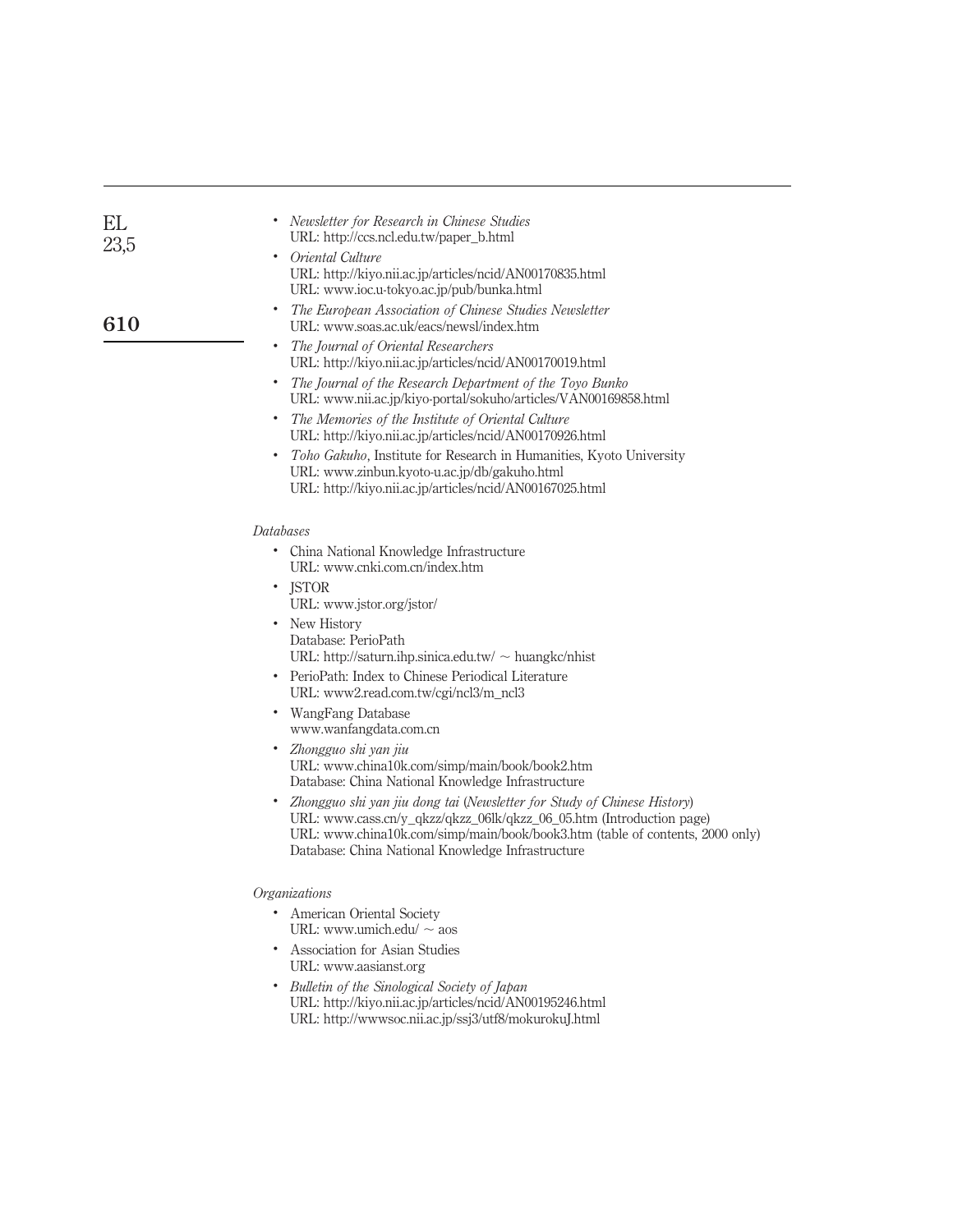- *Newsletter for Research in Chinese Studies*
  URL: http://ccs.ncl.edu.tw/paper_b.html
- *Oriental Culture*
  URL: http://kiyo.nii.ac.jp/articles/ncid/AN00170835.html
  URL: www.ioc.u-tokyo.ac.jp/pub/bunka.html
- *The European Association of Chinese Studies Newsletter*
  URL: www.soas.ac.uk/eacs/newsl/index.htm
- *The Journal of Oriental Researchers*
  URL: http://kiyo.nii.ac.jp/articles/ncid/AN00170019.html
- *The Journal of the Research Department of the Toyo Bunko*
  URL: www.nii.ac.jp/kiyo-portal/sokuho/articles/VAN00169858.html
- *The Memories of the Institute of Oriental Culture*
  URL: http://kiyo.nii.ac.jp/articles/ncid/AN00170926.html
- *Toho Gakuho*, Institute for Research in Humanities, Kyoto University
  URL: www.zinbun.kyoto-u.ac.jp/db/gakuho.html
  URL: http://kiyo.nii.ac.jp/articles/ncid/AN00167025.html

*Databases*

- China National Knowledge Infrastructure
  URL: www.cnki.com.cn/index.htm
- JSTOR
  URL: www.jstor.org/jstor/
- New History
  Database: PerioPath
  URL: http://saturn.ihp.sinica.edu.tw/ ~ huangkc/nhist
- PerioPath: Index to Chinese Periodical Literature
  URL: www2.read.com.tw/cgi/ncl3/m_ncl3
- WangFang Database
  www.wanfangdata.com.cn
- *Zhongguo shi yan jiu*
  URL: www.china10k.com/simp/main/book/book2.htm
  Database: China National Knowledge Infrastructure
- *Zhongguo shi yan jiu dong tai* (*Newsletter for Study of Chinese History*)
  URL: www.cass.cn/y_qkzz/qkzz_06lk/qkzz_06_05.htm (Introduction page)
  URL: www.china10k.com/simp/main/book/book3.htm (table of contents, 2000 only)
  Database: China National Knowledge Infrastructure

*Organizations*

- American Oriental Society
  URL: www.umich.edu/ ~ aos
- Association for Asian Studies
  URL: www.aasianst.org
- *Bulletin of the Sinological Society of Japan*
  URL: http://kiyo.nii.ac.jp/articles/ncid/AN00195246.html
  URL: http://wwwsoc.nii.ac.jp/ssj3/utf8/mokurokuJ.html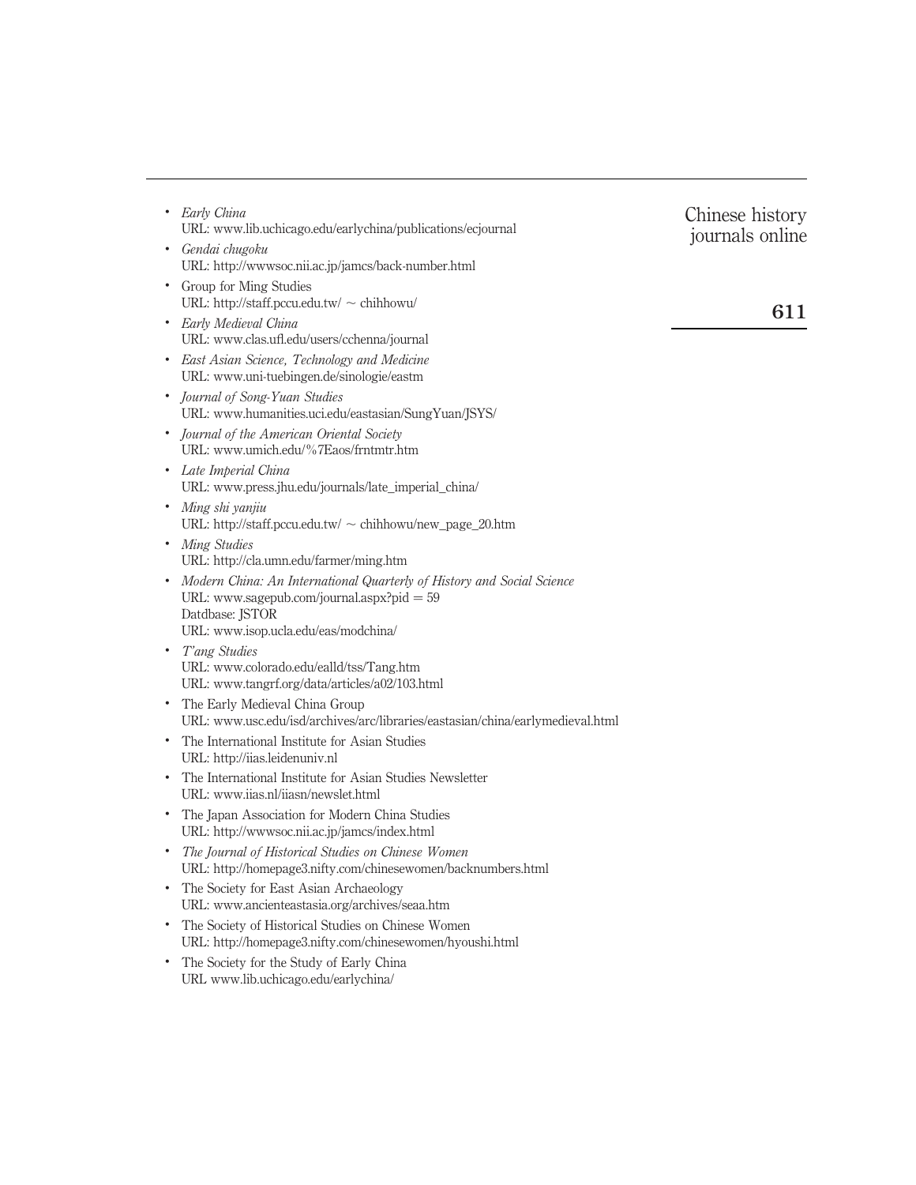- *Early China*
  URL: www.lib.uchicago.edu/earlychina/publications/ecjournal
- *Gendai chugoku*
  URL: http://wwwsoc.nii.ac.jp/jamcs/back-number.html
- Group for Ming Studies
  URL: http://staff.pccu.edu.tw/ ~ chihhowu/
- *Early Medieval China*
  URL: www.clas.ufl.edu/users/cchenna/journal
- *East Asian Science, Technology and Medicine*
  URL: www.uni-tuebingen.de/sinologie/eastm
- *Journal of Song-Yuan Studies*
  URL: www.humanities.uci.edu/eastasian/SungYuan/JSYS/
- *Journal of the American Oriental Society*
  URL: www.umich.edu/%7Eaos/frntmtr.htm
- *Late Imperial China*
  URL: www.press.jhu.edu/journals/late_imperial_china/
- *Ming shi yanjiu*
  URL: http://staff.pccu.edu.tw/ ~ chihhowu/new_page_20.htm
- *Ming Studies*
  URL: http://cla.umn.edu/farmer/ming.htm
- *Modern China: An International Quarterly of History and Social Science*
  URL: www.sagepub.com/journal.aspx?pid = 59
  Datdbase: JSTOR
  URL: www.isop.ucla.edu/eas/modchina/
- *T'ang Studies*
  URL: www.colorado.edu/ealld/tss/Tang.htm
  URL: www.tangrf.org/data/articles/a02/103.html
- The Early Medieval China Group
  URL: www.usc.edu/isd/archives/arc/libraries/eastasian/china/earlymedieval.html
- The International Institute for Asian Studies
  URL: http://iias.leidenuniv.nl
- The International Institute for Asian Studies Newsletter
  URL: www.iias.nl/iiasn/newslet.html
- The Japan Association for Modern China Studies
  URL: http://wwwsoc.nii.ac.jp/jamcs/index.html
- *The Journal of Historical Studies on Chinese Women*
  URL: http://homepage3.nifty.com/chinesewomen/backnumbers.html
- The Society for East Asian Archaeology
  URL: www.ancienteastasia.org/archives/seaa.htm
- The Society of Historical Studies on Chinese Women
  URL: http://homepage3.nifty.com/chinesewomen/hyoushi.html
- The Society for the Study of Early China
  URL www.lib.uchicago.edu/earlychina/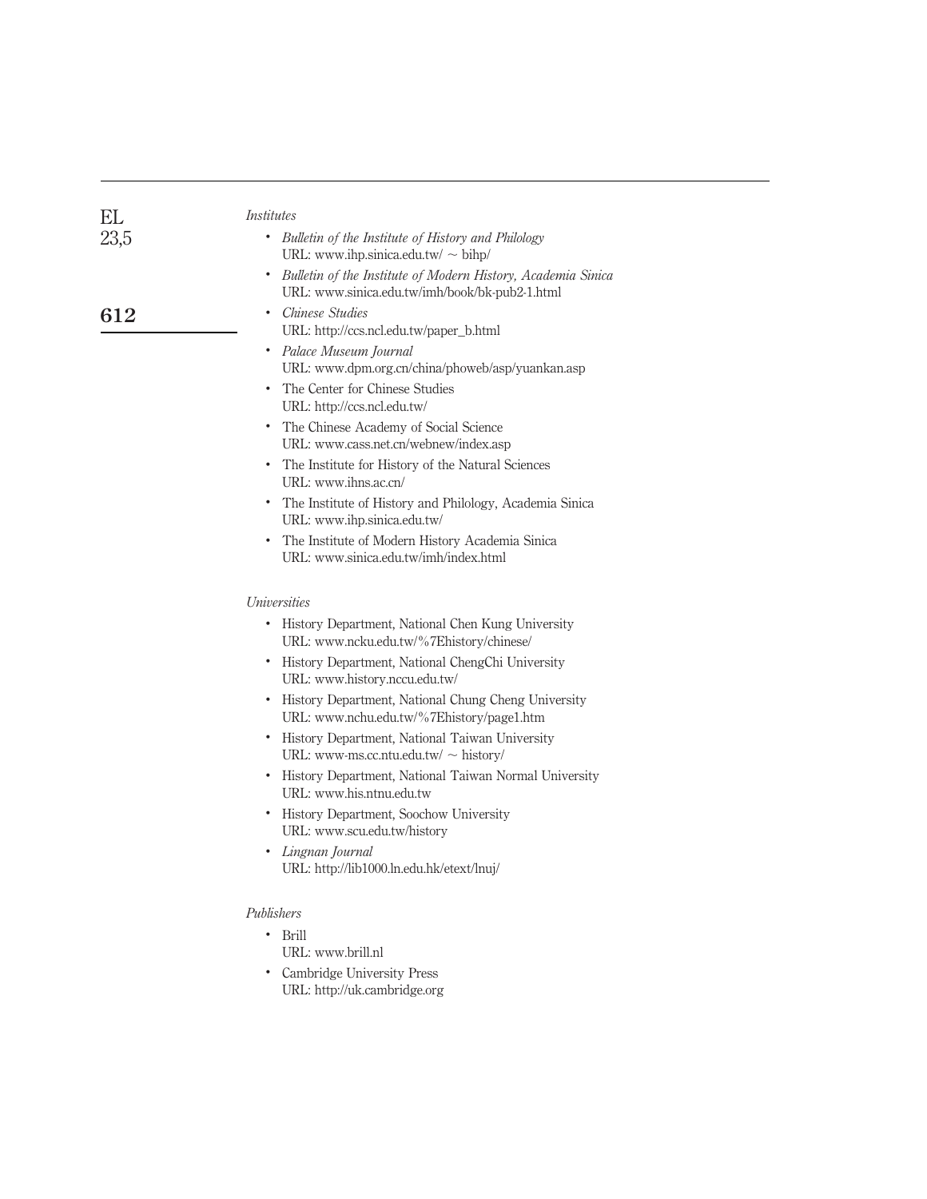*Institutes*

- *Bulletin of the Institute of History and Philology*
  URL: www.ihp.sinica.edu.tw/ ~ bihp/
- *Bulletin of the Institute of Modern History, Academia Sinica*
  URL: www.sinica.edu.tw/imh/book/bk-pub2-1.html
- *Chinese Studies*
  URL: http://ccs.ncl.edu.tw/paper_b.html
- *Palace Museum Journal*
  URL: www.dpm.org.cn/china/phoweb/asp/yuankan.asp
- The Center for Chinese Studies
  URL: http://ccs.ncl.edu.tw/
- The Chinese Academy of Social Science
  URL: www.cass.net.cn/webnew/index.asp
- The Institute for History of the Natural Sciences
  URL: www.ihns.ac.cn/
- The Institute of History and Philology, Academia Sinica
  URL: www.ihp.sinica.edu.tw/
- The Institute of Modern History Academia Sinica
  URL: www.sinica.edu.tw/imh/index.html

*Universities*

- History Department, National Chen Kung University
  URL: www.ncku.edu.tw/%7Ehistory/chinese/
- History Department, National ChengChi University
  URL: www.history.nccu.edu.tw/
- History Department, National Chung Cheng University
  URL: www.nchu.edu.tw/%7Ehistory/page1.htm
- History Department, National Taiwan University
  URL: www-ms.cc.ntu.edu.tw/ ~ history/
- History Department, National Taiwan Normal University
  URL: www.his.ntnu.edu.tw
- History Department, Soochow University
  URL: www.scu.edu.tw/history
- *Lingnan Journal*
  URL: http://lib1000.ln.edu.hk/etext/lnuj/

*Publishers*

- Brill
  URL: www.brill.nl
- Cambridge University Press
  URL: http://uk.cambridge.org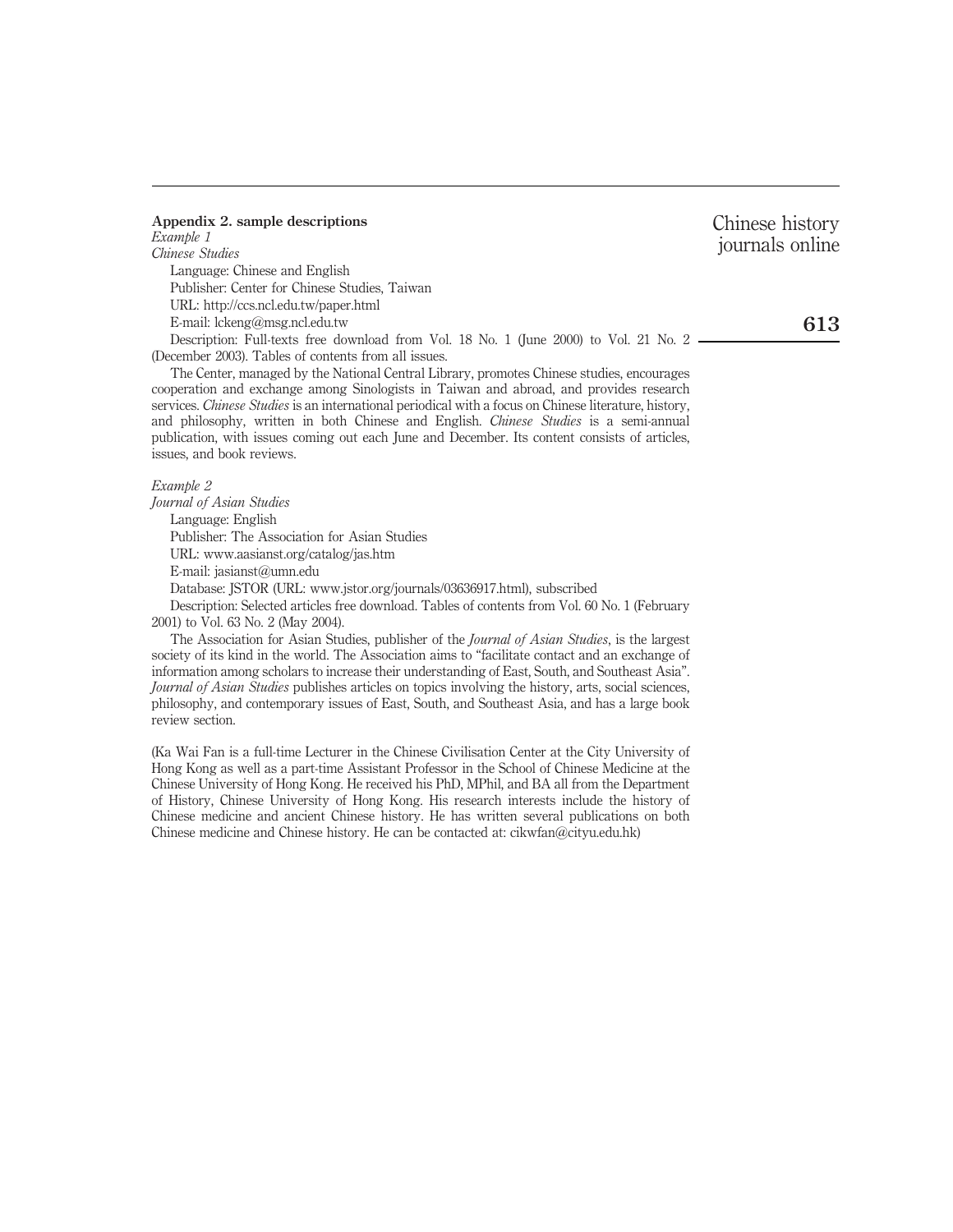**Appendix 2. sample descriptions**

*Example 1*

*Chinese Studies*

Language: Chinese and English

Publisher: Center for Chinese Studies, Taiwan

URL: http://ccs.ncl.edu.tw/paper.html

E-mail: lckeng@msg.ncl.edu.tw

Description: Full-texts free download from Vol. 18 No. 1 (June 2000) to Vol. 21 No. 2 (December 2003). Tables of contents from all issues.

The Center, managed by the National Central Library, promotes Chinese studies, encourages cooperation and exchange among Sinologists in Taiwan and abroad, and provides research services. *Chinese Studies* is an international periodical with a focus on Chinese literature, history, and philosophy, written in both Chinese and English. *Chinese Studies* is a semi-annual publication, with issues coming out each June and December. Its content consists of articles, issues, and book reviews.

*Example 2*

*Journal of Asian Studies*

Language: English

Publisher: The Association for Asian Studies

URL: www.aasianst.org/catalog/jas.htm

E-mail: jasianst@umn.edu

Database: JSTOR (URL: www.jstor.org/journals/03636917.html), subscribed

Description: Selected articles free download. Tables of contents from Vol. 60 No. 1 (February 2001) to Vol. 63 No. 2 (May 2004).

The Association for Asian Studies, publisher of the *Journal of Asian Studies*, is the largest society of its kind in the world. The Association aims to "facilitate contact and an exchange of information among scholars to increase their understanding of East, South, and Southeast Asia". *Journal of Asian Studies* publishes articles on topics involving the history, arts, social sciences, philosophy, and contemporary issues of East, South, and Southeast Asia, and has a large book review section.

(Ka Wai Fan is a full-time Lecturer in the Chinese Civilisation Center at the City University of Hong Kong as well as a part-time Assistant Professor in the School of Chinese Medicine at the Chinese University of Hong Kong. He received his PhD, MPhil, and BA all from the Department of History, Chinese University of Hong Kong. His research interests include the history of Chinese medicine and ancient Chinese history. He has written several publications on both Chinese medicine and Chinese history. He can be contacted at: cikwfan@cityu.edu.hk)